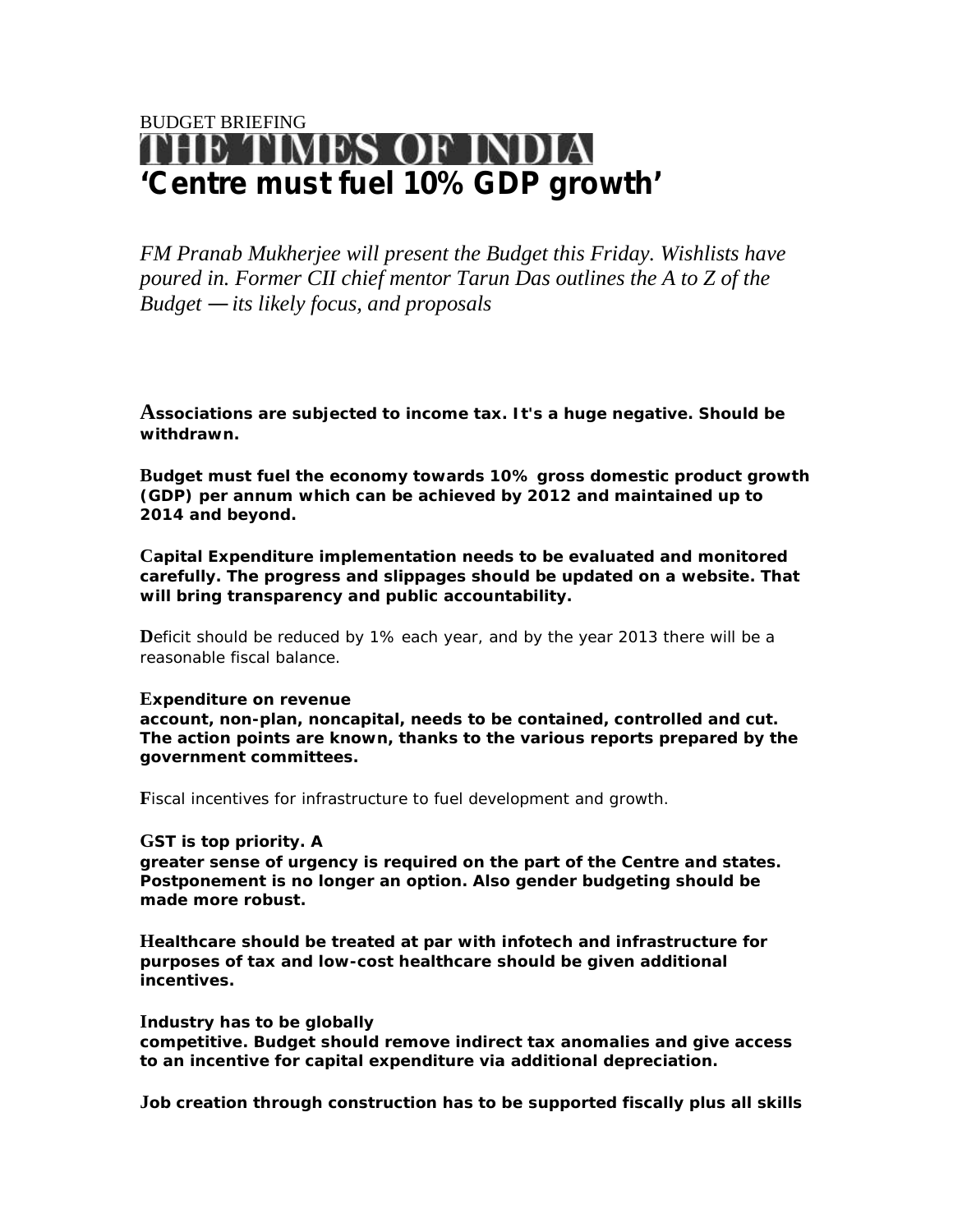BUDGET BRIEFING

THE TIMES OF INDIA

# 'Centre must fuel 10% GDP growth'

*FM Pranab Mukherjee will present the Budget this Friday. Wishlists have poured in. Former CII chief mentor Tarun Das outlines the A to Z of the Budget — its likely focus, and proposals*

**Associations are subjected to income tax. It's a huge negative. Should be withdrawn.**

**Budget must fuel the economy towards 10% gross domestic product growth (GDP) per annum which can be achieved by 2012 and maintained up to 2014 and beyond.**

**Capital Expenditure implementation needs to be evaluated and monitored carefully. The progress and slippages should be updated on a website. That will bring transparency and public accountability.**

Deficit should be reduced by 1% each year, and by the year 2013 there will be a reasonable fiscal balance.

**Expenditure on revenue account, non-plan, noncapital, needs to be contained, controlled and cut. The action points are known, thanks to the various reports prepared by the government committees.**

Fiscal incentives for infrastructure to fuel development and growth.

**GST is top priority. A greater sense of urgency is required on the part of the Centre and states. Postponement is no longer an option. Also gender budgeting should be made more robust.**

**Healthcare should be treated at par with infotech and infrastructure for purposes of tax and low-cost healthcare should be given additional incentives.**

**Industry has to be globally competitive. Budget should remove indirect tax anomalies and give access to an incentive for capital expenditure via additional depreciation.**

**Job creation through construction has to be supported fiscally plus all skills**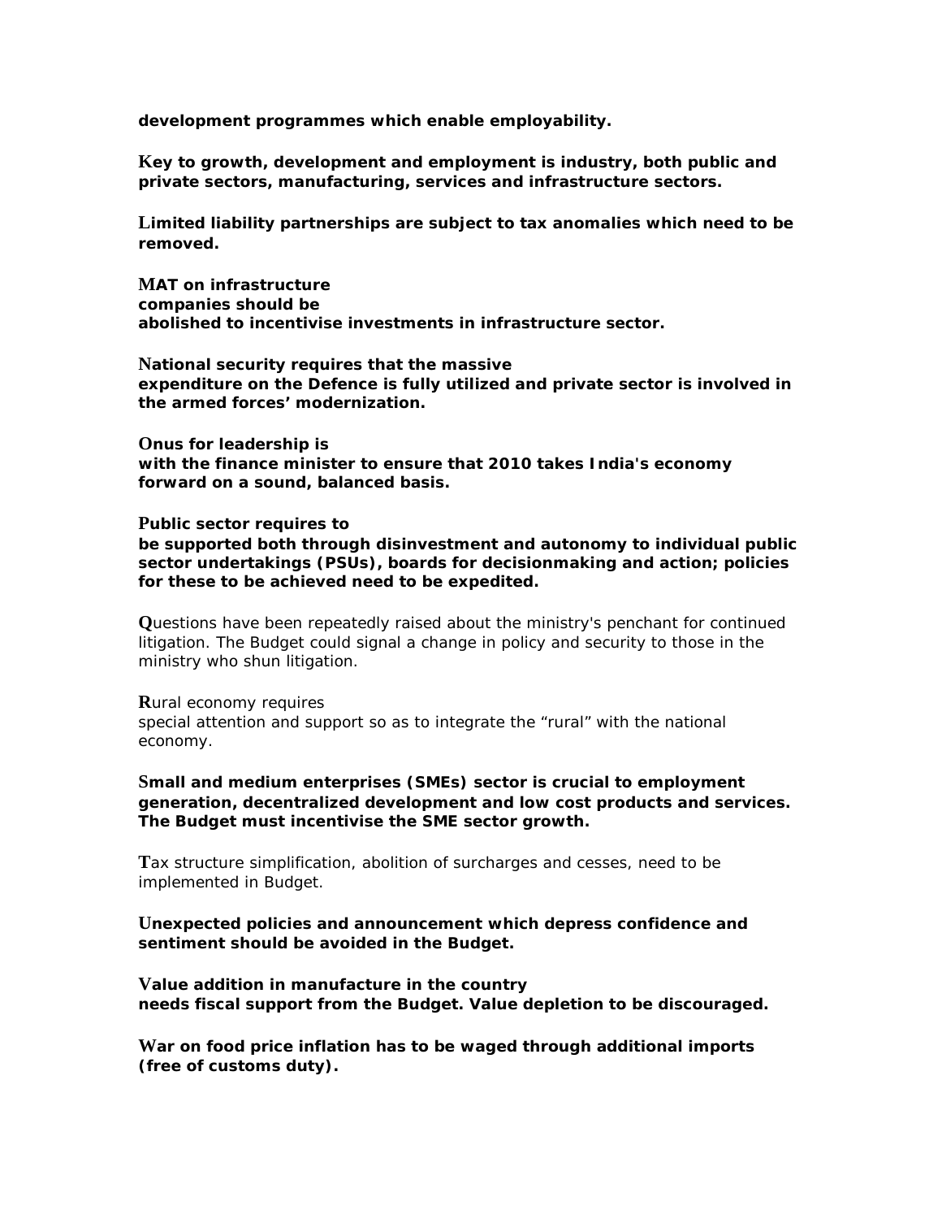**development programmes which enable employability.**

**Key to growth, development and employment is industry, both public and private sectors, manufacturing, services and infrastructure sectors.**

**Limited liability partnerships are subject to tax anomalies which need to be removed.**

**MAT on infrastructure companies should be abolished to incentivise investments in infrastructure sector.**

**National security requires that the massive expenditure on the Defence is fully utilized and private sector is involved in the armed forces' modernization.**

**Onus for leadership is with the finance minister to ensure that 2010 takes India's economy forward on a sound, balanced basis.**

**Public sector requires to be supported both through disinvestment and autonomy to individual public sector undertakings (PSUs), boards for decisionmaking and action; policies for these to be achieved need to be expedited.**

**Q**uestions have been repeatedly raised about the ministry's penchant for continued litigation. The Budget could signal a change in policy and security to those in the ministry who shun litigation.

**R**ural economy requires special attention and support so as to integrate the "rural" with the national economy.

**Small and medium enterprises (SMEs) sector is crucial to employment generation, decentralized development and low cost products and services. The Budget must incentivise the SME sector growth.**

**T**ax structure simplification, abolition of surcharges and cesses, need to be implemented in Budget.

**Unexpected policies and announcement which depress confidence and sentiment should be avoided in the Budget.**

**Value addition in manufacture in the country needs fiscal support from the Budget. Value depletion to be discouraged.**

**War on food price inflation has to be waged through additional imports (free of customs duty).**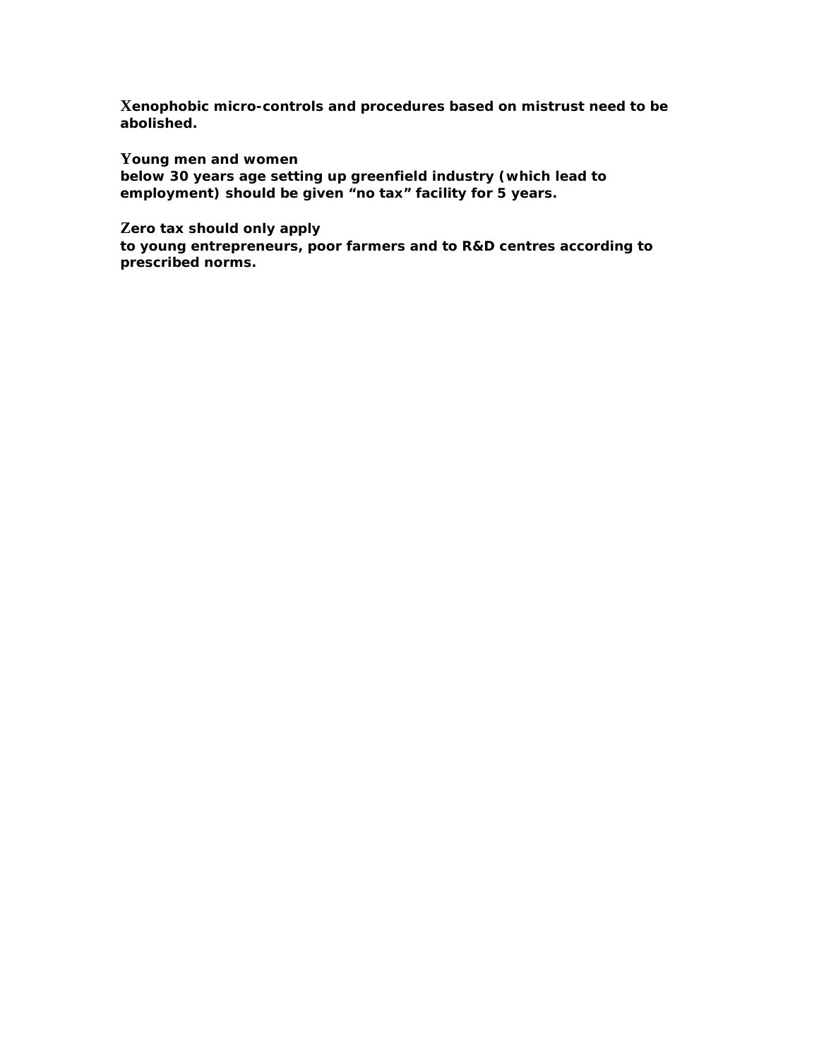**Xenophobic micro-controls and procedures based on mistrust need to be abolished.**

**Young men and women below 30 years age setting up greenfield industry (which lead to employment) should be given "no tax" facility for 5 years.**

**Zero tax should only apply to young entrepreneurs, poor farmers and to R&D centres according to prescribed norms.**